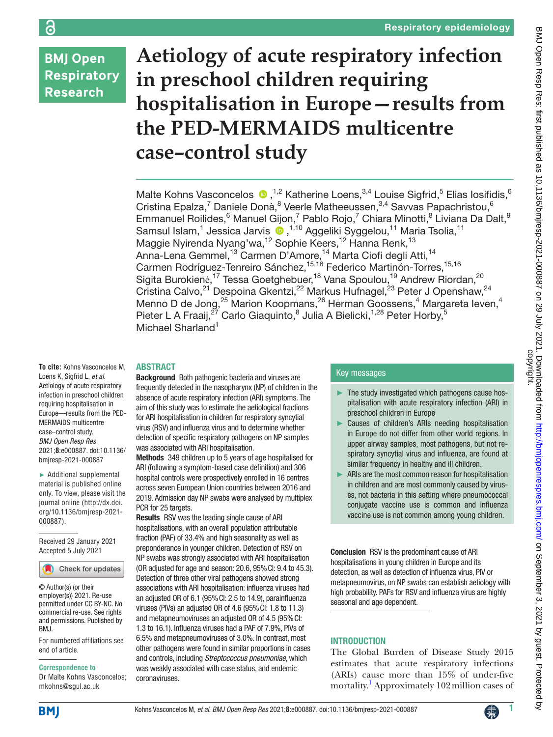# Aetiology of acute respiratory infection in preschool children requiring hospitalisation in Europe—results from the PED-MERMAIDS multicentre case–control study

Malte Kohns Vasconcelos ,[1,2] Katherine Loens,[3,4] Louise Sigfrid,[5] Elias Iosifidis,[6] Cristina Epalza,[7] Daniele Donà,[8] Veerle Matheeussen,[3,4] Savvas Papachristou,[6] Emmanuel Roilides,[6] Manuel Gijon,[7] Pablo Rojo,[7] Chiara Minotti,[8] Liviana Da Dalt,[9] Samsul Islam,[1] Jessica Jarvis ,[1,10] Aggeliki Syggelou,[11] Maria Tsolia,[11] Maggie Nyirenda Nyang'wa,[12] Sophie Keers,[12] Hanna Renk,[13] Anna-Lena Gemmel,[13] Carmen D'Amore,[14] Marta Ciofi degli Atti,[14] Carmen Rodríguez-Tenreiro Sánchez,[15,16] Federico Martinón-Torres,[15,16] Sigita Burokienė,[17] Tessa Goetghebuer,[18] Vana Spoulou,[19] Andrew Riordan,[20] Cristina Calvo,[21] Despoina Gkentzi,[22] Markus Hufnagel,[23] Peter J Openshaw,[24] Menno D de Jong,[25] Marion Koopmans,[26] Herman Goossens,[4] Margareta Ieven,[4] Pieter L A Fraaij,[27] Carlo Giaquinto,[8] Julia A Bielicki,[1,28] Peter Horby,[5] Michael Sharland[1]

**To cite:** Kohns Vasconcelos M, Loens K, Sigfrid L, *et al*. Aetiology of acute respiratory infection in preschool children requiring hospitalisation in Europe—results from the PED-MERMAIDS multicentre case–control study. *BMJ Open Resp Res* 2021;**8**:e000887. doi:10.1136/bmjresp-2021-000887

► Additional supplemental material is published online only. To view, please visit the journal online (http://dx.doi.org/10.1136/bmjresp-2021-000887).

Received 29 January 2021
Accepted 5 July 2021

© Author(s) (or their employer(s)) 2021. Re-use permitted under CC BY-NC. No commercial re-use. See rights and permissions. Published by BMJ.

For numbered affiliations see end of article.

**Correspondence to**
Dr Malte Kohns Vasconcelos; mkohns@sgul.ac.uk

## ABSTRACT

**Background** Both pathogenic bacteria and viruses are frequently detected in the nasopharynx (NP) of children in the absence of acute respiratory infection (ARI) symptoms. The aim of this study was to estimate the aetiological fractions for ARI hospitalisation in children for respiratory syncytial virus (RSV) and influenza virus and to determine whether detection of specific respiratory pathogens on NP samples was associated with ARI hospitalisation.

**Methods** 349 children up to 5 years of age hospitalised for ARI (following a symptom-based case definition) and 306 hospital controls were prospectively enrolled in 16 centres across seven European Union countries between 2016 and 2019. Admission day NP swabs were analysed by multiplex PCR for 25 targets.

**Results** RSV was the leading single cause of ARI hospitalisations, with an overall population attributable fraction (PAF) of 33.4% and high seasonality as well as preponderance in younger children. Detection of RSV on NP swabs was strongly associated with ARI hospitalisation (OR adjusted for age and season: 20.6, 95% CI: 9.4 to 45.3). Detection of three other viral pathogens showed strong associations with ARI hospitalisation: influenza viruses had an adjusted OR of 6.1 (95% CI: 2.5 to 14.9), parainfluenza viruses (PIVs) an adjusted OR of 4.6 (95% CI: 1.8 to 11.3) and metapneumoviruses an adjusted OR of 4.5 (95% CI: 1.3 to 16.1). Influenza viruses had a PAF of 7.9%, PIVs of 6.5% and metapneumoviruses of 3.0%. In contrast, most other pathogens were found in similar proportions in cases and controls, including *Streptococcus pneumoniae*, which was weakly associated with case status, and endemic coronaviruses.

**Conclusion** RSV is the predominant cause of ARI hospitalisations in young children in Europe and its detection, as well as detection of influenza virus, PIV or metapneumovirus, on NP swabs can establish aetiology with high probability. PAFs for RSV and influenza virus are highly seasonal and age dependent.

## Key messages

- The study investigated which pathogens cause hospitalisation with acute respiratory infection (ARI) in preschool children in Europe
- Causes of children's ARIs needing hospitalisation in Europe do not differ from other world regions. In upper airway samples, most pathogens, but not respiratory syncytial virus and influenza, are found at similar frequency in healthy and ill children.
- ARIs are the most common reason for hospitalisation in children and are most commonly caused by viruses, not bacteria in this setting where pneumococcal conjugate vaccine use is common and influenza vaccine use is not common among young children.

## INTRODUCTION

The Global Burden of Disease Study 2015 estimates that acute respiratory infections (ARIs) cause more than 15% of under-five mortality.[1] Approximately 102 million cases of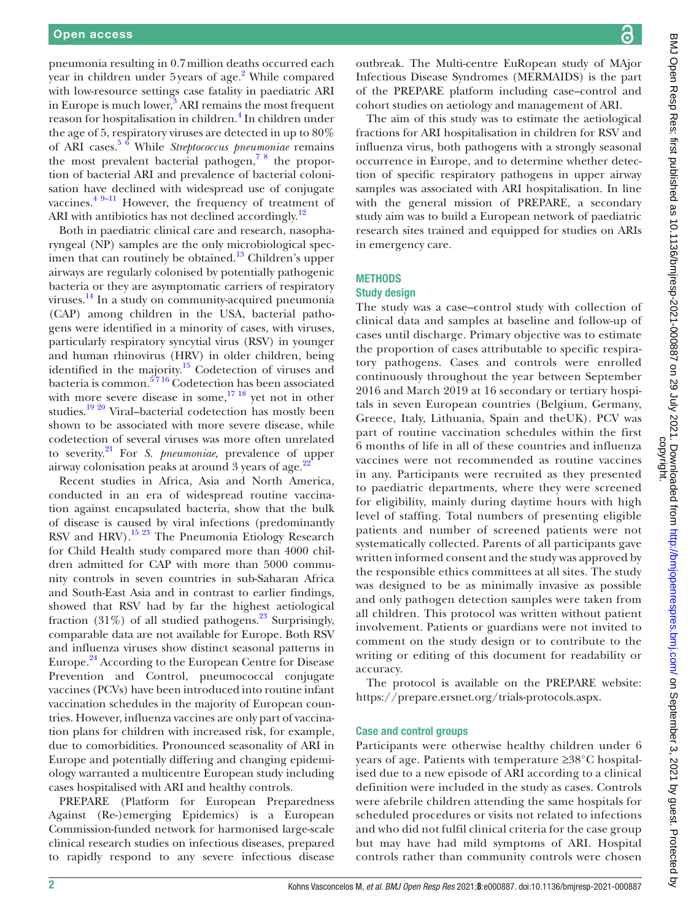pneumonia resulting in 0.7 million deaths occurred each year in children under 5 years of age.[2] While compared with low-resource settings case fatality in paediatric ARI in Europe is much lower,[3] ARI remains the most frequent reason for hospitalisation in children.[4] In children under the age of 5, respiratory viruses are detected in up to 80% of ARI cases.[5 6] While *Streptococcus pneumoniae* remains the most prevalent bacterial pathogen,[7 8] the proportion of bacterial ARI and prevalence of bacterial colonisation have declined with widespread use of conjugate vaccines.[4 9–11] However, the frequency of treatment of ARI with antibiotics has not declined accordingly.[12]

Both in paediatric clinical care and research, nasopharyngeal (NP) samples are the only microbiological specimen that can routinely be obtained.[13] Children's upper airways are regularly colonised by potentially pathogenic bacteria or they are asymptomatic carriers of respiratory viruses.[14] In a study on community-acquired pneumonia (CAP) among children in the USA, bacterial pathogens were identified in a minority of cases, with viruses, particularly respiratory syncytial virus (RSV) in younger and human rhinovirus (HRV) in older children, being identified in the majority.[15] Codetection of viruses and bacteria is common.[5 7 16] Codetection has been associated with more severe disease in some,[17 18] yet not in other studies.[19 20] Viral–bacterial codetection has mostly been shown to be associated with more severe disease, while codetection of several viruses was more often unrelated to severity.[21] For *S. pneumoniae,* prevalence of upper airway colonisation peaks at around 3 years of age.[22]

Recent studies in Africa, Asia and North America, conducted in an era of widespread routine vaccination against encapsulated bacteria, show that the bulk of disease is caused by viral infections (predominantly RSV and HRV).[15 23] The Pneumonia Etiology Research for Child Health study compared more than 4000 children admitted for CAP with more than 5000 community controls in seven countries in sub-Saharan Africa and South-East Asia and in contrast to earlier findings, showed that RSV had by far the highest aetiological fraction (31%) of all studied pathogens.[23] Surprisingly, comparable data are not available for Europe. Both RSV and influenza viruses show distinct seasonal patterns in Europe.[24] According to the European Centre for Disease Prevention and Control, pneumococcal conjugate vaccines (PCVs) have been introduced into routine infant vaccination schedules in the majority of European countries. However, influenza vaccines are only part of vaccination plans for children with increased risk, for example, due to comorbidities. Pronounced seasonality of ARI in Europe and potentially differing and changing epidemiology warranted a multicentre European study including cases hospitalised with ARI and healthy controls.

PREPARE (Platform for European Preparedness Against (Re-)emerging Epidemics) is a European Commission-funded network for harmonised large-scale clinical research studies on infectious diseases, prepared to rapidly respond to any severe infectious disease outbreak. The Multi-centre EuRopean study of MAjor Infectious Disease Syndromes (MERMAIDS) is the part of the PREPARE platform including case–control and cohort studies on aetiology and management of ARI.

The aim of this study was to estimate the aetiological fractions for ARI hospitalisation in children for RSV and influenza virus, both pathogens with a strongly seasonal occurrence in Europe, and to determine whether detection of specific respiratory pathogens in upper airway samples was associated with ARI hospitalisation. In line with the general mission of PREPARE, a secondary study aim was to build a European network of paediatric research sites trained and equipped for studies on ARIs in emergency care.

## METHODS

### Study design

The study was a case–control study with collection of clinical data and samples at baseline and follow-up of cases until discharge. Primary objective was to estimate the proportion of cases attributable to specific respiratory pathogens. Cases and controls were enrolled continuously throughout the year between September 2016 and March 2019 at 16 secondary or tertiary hospitals in seven European countries (Belgium, Germany, Greece, Italy, Lithuania, Spain and theUK). PCV was part of routine vaccination schedules within the first 6 months of life in all of these countries and influenza vaccines were not recommended as routine vaccines in any. Participants were recruited as they presented to paediatric departments, where they were screened for eligibility, mainly during daytime hours with high level of staffing. Total numbers of presenting eligible patients and number of screened patients were not systematically collected. Parents of all participants gave written informed consent and the study was approved by the responsible ethics committees at all sites. The study was designed to be as minimally invasive as possible and only pathogen detection samples were taken from all children. This protocol was written without patient involvement. Patients or guardians were not invited to comment on the study design or to contribute to the writing or editing of this document for readability or accuracy.

The protocol is available on the PREPARE website: https://prepare.ersnet.org/trials-protocols.aspx.

### Case and control groups

Participants were otherwise healthy children under 6 years of age. Patients with temperature ≥38°C hospitalised due to a new episode of ARI according to a clinical definition were included in the study as cases. Controls were afebrile children attending the same hospitals for scheduled procedures or visits not related to infections and who did not fulfil clinical criteria for the case group but may have had mild symptoms of ARI. Hospital controls rather than community controls were chosen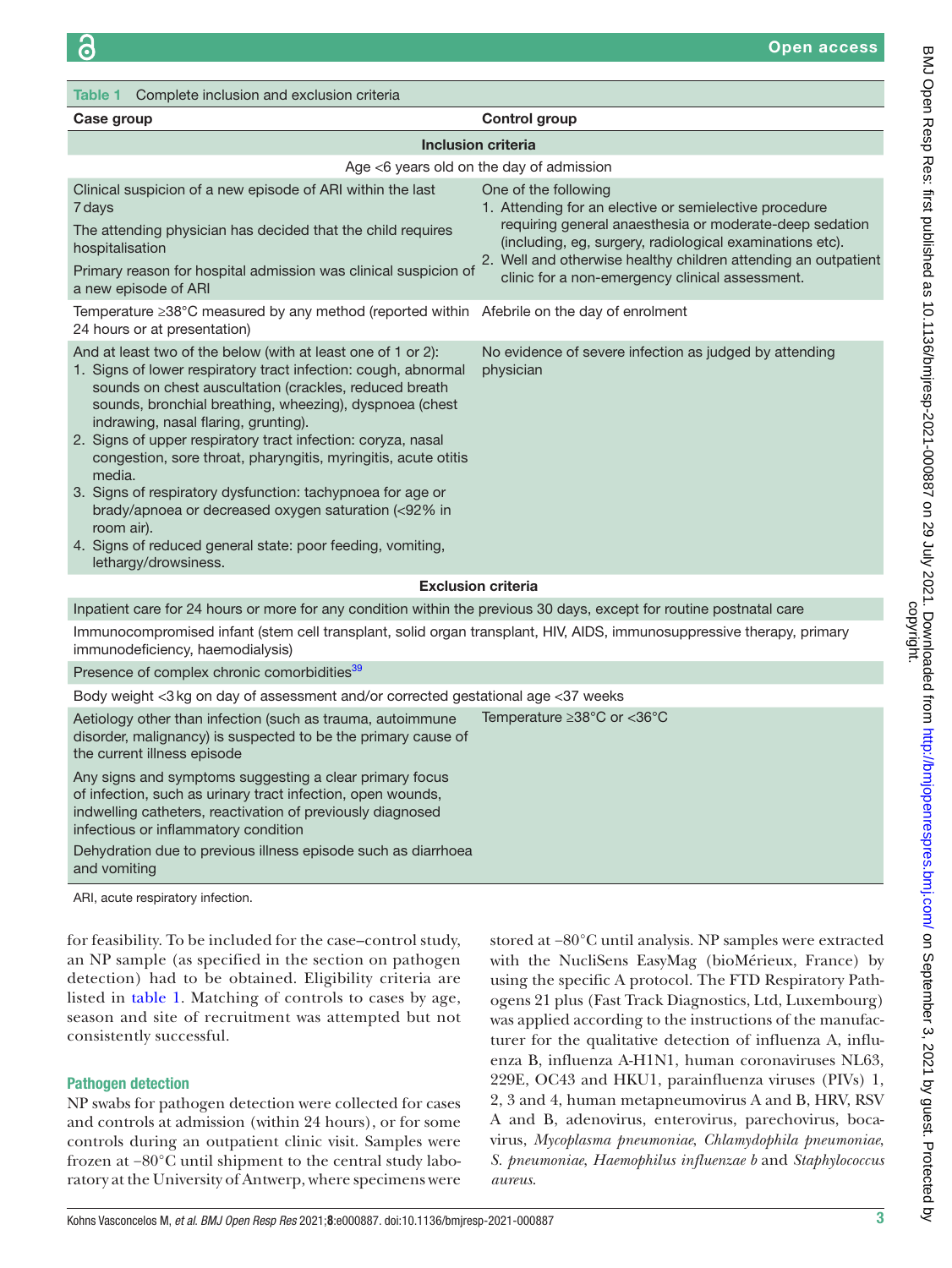**Table 1** Complete inclusion and exclusion criteria

| Case group | Control group |
|---|---|
| **Inclusion criteria** | |
| Age <6 years old on the day of admission | |
| Clinical suspicion of a new episode of ARI within the last 7 days<br>The attending physician has decided that the child requires hospitalisation<br>Primary reason for hospital admission was clinical suspicion of a new episode of ARI | One of the following<br>1. Attending for an elective or semielective procedure requiring general anaesthesia or moderate-deep sedation (including, eg, surgery, radiological examinations etc).<br>2. Well and otherwise healthy children attending an outpatient clinic for a non-emergency clinical assessment. |
| Temperature ≥38°C measured by any method (reported within 24 hours or at presentation) | Afebrile on the day of enrolment |
| And at least two of the below (with at least one of 1 or 2):<br>1. Signs of lower respiratory tract infection: cough, abnormal sounds on chest auscultation (crackles, reduced breath sounds, bronchial breathing, wheezing), dyspnoea (chest indrawing, nasal flaring, grunting).<br>2. Signs of upper respiratory tract infection: coryza, nasal congestion, sore throat, pharyngitis, myringitis, acute otitis media.<br>3. Signs of respiratory dysfunction: tachypnoea for age or brady/apnoea or decreased oxygen saturation (<92% in room air).<br>4. Signs of reduced general state: poor feeding, vomiting, lethargy/drowsiness. | No evidence of severe infection as judged by attending physician |
| **Exclusion criteria** | |
| Inpatient care for 24 hours or more for any condition within the previous 30 days, except for routine postnatal care | |
| Immunocompromised infant (stem cell transplant, solid organ transplant, HIV, AIDS, immunosuppressive therapy, primary immunodeficiency, haemodialysis) | |
| Presence of complex chronic comorbidities[39] | |
| Body weight <3 kg on day of assessment and/or corrected gestational age <37 weeks | |
| Aetiology other than infection (such as trauma, autoimmune disorder, malignancy) is suspected to be the primary cause of the current illness episode<br>Any signs and symptoms suggesting a clear primary focus of infection, such as urinary tract infection, open wounds, indwelling catheters, reactivation of previously diagnosed infectious or inflammatory condition<br>Dehydration due to previous illness episode such as diarrhoea and vomiting | Temperature ≥38°C or <36°C |

ARI, acute respiratory infection.

for feasibility. To be included for the case–control study, an NP sample (as specified in the section on pathogen detection) had to be obtained. Eligibility criteria are listed in table 1. Matching of controls to cases by age, season and site of recruitment was attempted but not consistently successful.

### Pathogen detection

NP swabs for pathogen detection were collected for cases and controls at admission (within 24 hours), or for some controls during an outpatient clinic visit. Samples were frozen at −80°C until shipment to the central study laboratory at the University of Antwerp, where specimens were stored at −80°C until analysis. NP samples were extracted with the NucliSens EasyMag (bioMérieux, France) by using the specific A protocol. The FTD Respiratory Pathogens 21 plus (Fast Track Diagnostics, Ltd, Luxembourg) was applied according to the instructions of the manufacturer for the qualitative detection of influenza A, influenza B, influenza A-H1N1, human coronaviruses NL63, 229E, OC43 and HKU1, parainfluenza viruses (PIVs) 1, 2, 3 and 4, human metapneumovirus A and B, HRV, RSV A and B, adenovirus, enterovirus, parechovirus, bocavirus, *Mycoplasma pneumoniae*, *Chlamydophila pneumoniae*, *S. pneumoniae*, *Haemophilus influenzae b* and *Staphylococcus aureus*.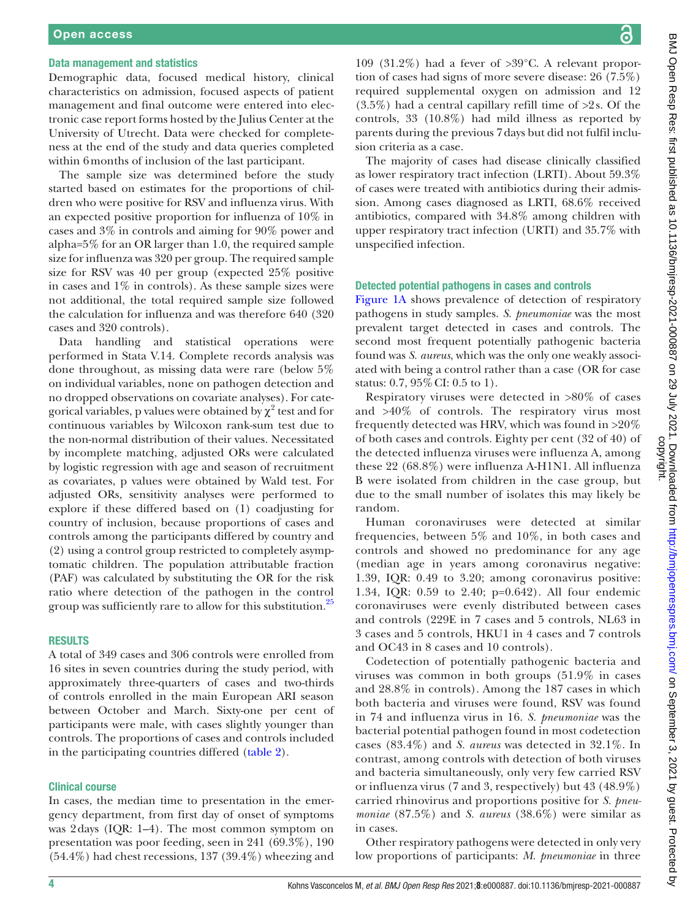### Data management and statistics

Demographic data, focused medical history, clinical characteristics on admission, focused aspects of patient management and final outcome were entered into electronic case report forms hosted by the Julius Center at the University of Utrecht. Data were checked for completeness at the end of the study and data queries completed within 6 months of inclusion of the last participant.

The sample size was determined before the study started based on estimates for the proportions of children who were positive for RSV and influenza virus. With an expected positive proportion for influenza of 10% in cases and 3% in controls and aiming for 90% power and alpha=5% for an OR larger than 1.0, the required sample size for influenza was 320 per group. The required sample size for RSV was 40 per group (expected 25% positive in cases and 1% in controls). As these sample sizes were not additional, the total required sample size followed the calculation for influenza and was therefore 640 (320 cases and 320 controls).

Data handling and statistical operations were performed in Stata V.14. Complete records analysis was done throughout, as missing data were rare (below 5% on individual variables, none on pathogen detection and no dropped observations on covariate analyses). For categorical variables, p values were obtained by $\chi^2$ test and for continuous variables by Wilcoxon rank-sum test due to the non-normal distribution of their values. Necessitated by incomplete matching, adjusted ORs were calculated by logistic regression with age and season of recruitment as covariates, p values were obtained by Wald test. For adjusted ORs, sensitivity analyses were performed to explore if these differed based on (1) coadjusting for country of inclusion, because proportions of cases and controls among the participants differed by country and (2) using a control group restricted to completely asymptomatic children. The population attributable fraction (PAF) was calculated by substituting the OR for the risk ratio where detection of the pathogen in the control group was sufficiently rare to allow for this substitution.[25]

## RESULTS

A total of 349 cases and 306 controls were enrolled from 16 sites in seven countries during the study period, with approximately three-quarters of cases and two-thirds of controls enrolled in the main European ARI season between October and March. Sixty-one per cent of participants were male, with cases slightly younger than controls. The proportions of cases and controls included in the participating countries differed (table 2).

### Clinical course

In cases, the median time to presentation in the emergency department, from first day of onset of symptoms was 2 days (IQR: 1–4). The most common symptom on presentation was poor feeding, seen in 241 (69.3%), 190 (54.4%) had chest recessions, 137 (39.4%) wheezing and 109 (31.2%) had a fever of >39°C. A relevant proportion of cases had signs of more severe disease: 26 (7.5%) required supplemental oxygen on admission and 12 (3.5%) had a central capillary refill time of >2 s. Of the controls, 33 (10.8%) had mild illness as reported by parents during the previous 7 days but did not fulfil inclusion criteria as a case.

The majority of cases had disease clinically classified as lower respiratory tract infection (LRTI). About 59.3% of cases were treated with antibiotics during their admission. Among cases diagnosed as LRTI, 68.6% received antibiotics, compared with 34.8% among children with upper respiratory tract infection (URTI) and 35.7% with unspecified infection.

### Detected potential pathogens in cases and controls

Figure 1A shows prevalence of detection of respiratory pathogens in study samples. *S. pneumoniae* was the most prevalent target detected in cases and controls. The second most frequent potentially pathogenic bacteria found was *S. aureus*, which was the only one weakly associated with being a control rather than a case (OR for case status: 0.7, 95% CI: 0.5 to 1).

Respiratory viruses were detected in >80% of cases and >40% of controls. The respiratory virus most frequently detected was HRV, which was found in >20% of both cases and controls. Eighty per cent (32 of 40) of the detected influenza viruses were influenza A, among these 22 (68.8%) were influenza A-H1N1. All influenza B were isolated from children in the case group, but due to the small number of isolates this may likely be random.

Human coronaviruses were detected at similar frequencies, between 5% and 10%, in both cases and controls and showed no predominance for any age (median age in years among coronavirus negative: 1.39, IQR: 0.49 to 3.20; among coronavirus positive: 1.34, IQR: 0.59 to 2.40; p=0.642). All four endemic coronaviruses were evenly distributed between cases and controls (229E in 7 cases and 5 controls, NL63 in 3 cases and 5 controls, HKU1 in 4 cases and 7 controls and OC43 in 8 cases and 10 controls).

Codetection of potentially pathogenic bacteria and viruses was common in both groups (51.9% in cases and 28.8% in controls). Among the 187 cases in which both bacteria and viruses were found, RSV was found in 74 and influenza virus in 16. *S. pneumoniae* was the bacterial potential pathogen found in most codetection cases (83.4%) and *S. aureus* was detected in 32.1%. In contrast, among controls with detection of both viruses and bacteria simultaneously, only very few carried RSV or influenza virus (7 and 3, respectively) but 43 (48.9%) carried rhinovirus and proportions positive for *S. pneumoniae* (87.5%) and *S. aureus* (38.6%) were similar as in cases.

Other respiratory pathogens were detected in only very low proportions of participants: *M. pneumoniae* in three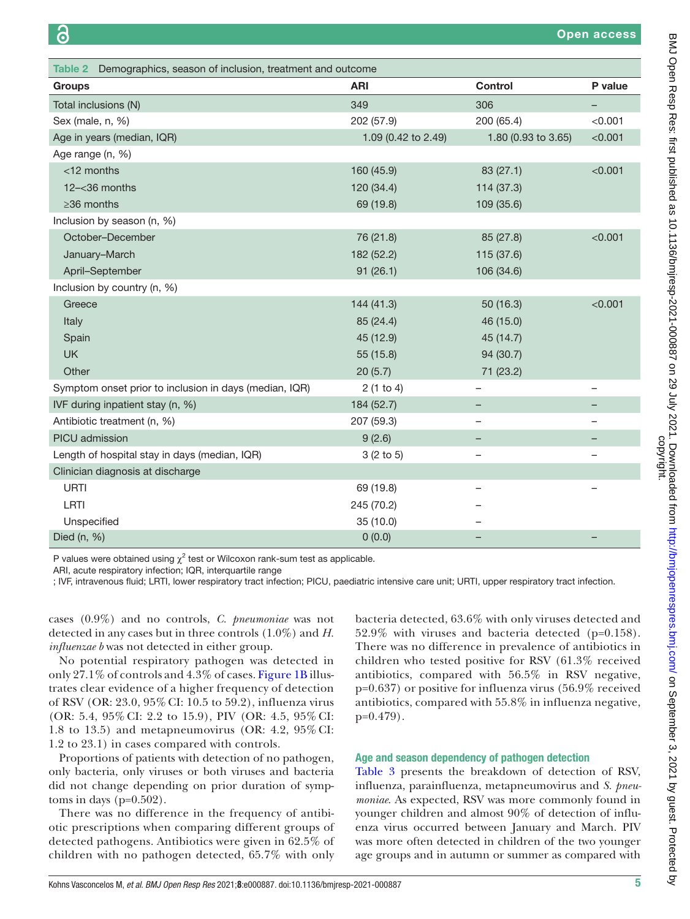**Table 2** Demographics, season of inclusion, treatment and outcome

| Groups | ARI | Control | P value |
|---|---|---|---|
| Total inclusions (N) | 349 | 306 | – |
| Sex (male, n, %) | 202 (57.9) | 200 (65.4) | <0.001 |
| Age in years (median, IQR) | 1.09 (0.42 to 2.49) | 1.80 (0.93 to 3.65) | <0.001 |
| Age range (n, %) | | | |
| <12 months | 160 (45.9) | 83 (27.1) | <0.001 |
| 12–<36 months | 120 (34.4) | 114 (37.3) | |
| ≥36 months | 69 (19.8) | 109 (35.6) | |
| Inclusion by season (n, %) | | | |
| October–December | 76 (21.8) | 85 (27.8) | <0.001 |
| January–March | 182 (52.2) | 115 (37.6) | |
| April–September | 91 (26.1) | 106 (34.6) | |
| Inclusion by country (n, %) | | | |
| Greece | 144 (41.3) | 50 (16.3) | <0.001 |
| Italy | 85 (24.4) | 46 (15.0) | |
| Spain | 45 (12.9) | 45 (14.7) | |
| UK | 55 (15.8) | 94 (30.7) | |
| Other | 20 (5.7) | 71 (23.2) | |
| Symptom onset prior to inclusion in days (median, IQR) | 2 (1 to 4) | – | – |
| IVF during inpatient stay (n, %) | 184 (52.7) | – | – |
| Antibiotic treatment (n, %) | 207 (59.3) | – | – |
| PICU admission | 9 (2.6) | – | – |
| Length of hospital stay in days (median, IQR) | 3 (2 to 5) | – | – |
| Clinician diagnosis at discharge | | | |
| URTI | 69 (19.8) | – | – |
| LRTI | 245 (70.2) | – | |
| Unspecified | 35 (10.0) | – | |
| Died (n, %) | 0 (0.0) | – | – |

P values were obtained using $\chi^2$ test or Wilcoxon rank-sum test as applicable.
ARI, acute respiratory infection; IQR, interquartile range
; IVF, intravenous fluid; LRTI, lower respiratory tract infection; PICU, paediatric intensive care unit; URTI, upper respiratory tract infection.

cases (0.9%) and no controls, *C. pneumoniae* was not detected in any cases but in three controls (1.0%) and *H. influenzae b* was not detected in either group.

No potential respiratory pathogen was detected in only 27.1% of controls and 4.3% of cases. Figure 1B illustrates clear evidence of a higher frequency of detection of RSV (OR: 23.0, 95% CI: 10.5 to 59.2), influenza virus (OR: 5.4, 95% CI: 2.2 to 15.9), PIV (OR: 4.5, 95% CI: 1.8 to 13.5) and metapneumovirus (OR: 4.2, 95% CI: 1.2 to 23.1) in cases compared with controls.

Proportions of patients with detection of no pathogen, only bacteria, only viruses or both viruses and bacteria did not change depending on prior duration of symptoms in days (p=0.502).

There was no difference in the frequency of antibiotic prescriptions when comparing different groups of detected pathogens. Antibiotics were given in 62.5% of children with no pathogen detected, 65.7% with only bacteria detected, 63.6% with only viruses detected and 52.9% with viruses and bacteria detected (p=0.158). There was no difference in prevalence of antibiotics in children who tested positive for RSV (61.3% received antibiotics, compared with 56.5% in RSV negative, p=0.637) or positive for influenza virus (56.9% received antibiotics, compared with 55.8% in influenza negative, p=0.479).

### Age and season dependency of pathogen detection

Table 3 presents the breakdown of detection of RSV, influenza, parainfluenza, metapneumovirus and *S. pneumoniae*. As expected, RSV was more commonly found in younger children and almost 90% of detection of influenza virus occurred between January and March. PIV was more often detected in children of the two younger age groups and in autumn or summer as compared with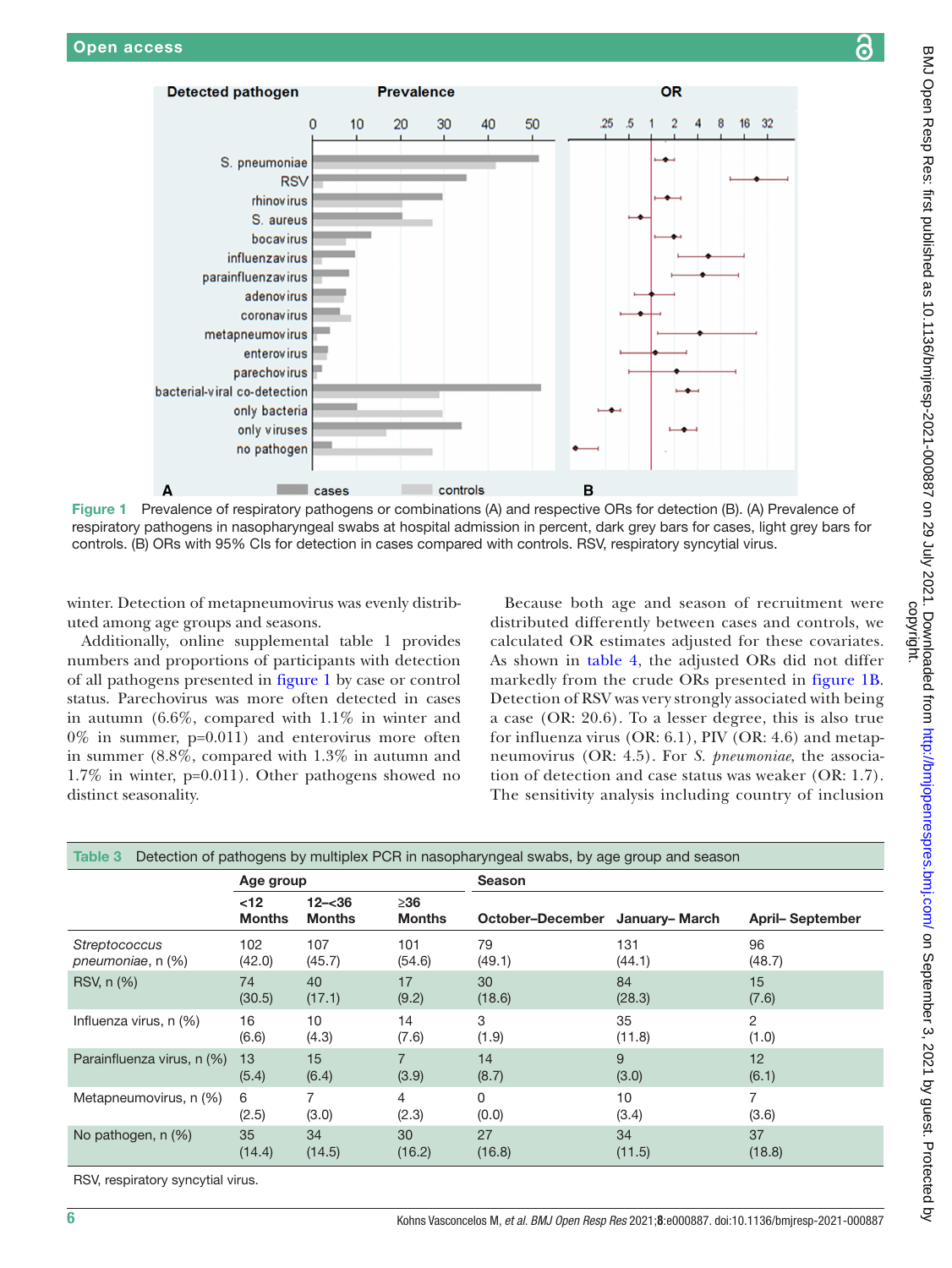Figure 1 Prevalence of respiratory pathogens or combinations (A) and respective ORs for detection (B). (A) Prevalence of respiratory pathogens in nasopharyngeal swabs at hospital admission in percent, dark grey bars for cases, light grey bars for controls. (B) ORs with 95% CIs for detection in cases compared with controls. RSV, respiratory syncytial virus.

winter. Detection of metapneumovirus was evenly distributed among age groups and seasons.

Additionally, online supplemental table 1 provides numbers and proportions of participants with detection of all pathogens presented in figure 1 by case or control status. Parechovirus was more often detected in cases in autumn (6.6%, compared with 1.1% in winter and 0% in summer, p=0.011) and enterovirus more often in summer (8.8%, compared with 1.3% in autumn and 1.7% in winter, p=0.011). Other pathogens showed no distinct seasonality.

Because both age and season of recruitment were distributed differently between cases and controls, we calculated OR estimates adjusted for these covariates. As shown in table 4, the adjusted ORs did not differ markedly from the crude ORs presented in figure 1B. Detection of RSV was very strongly associated with being a case (OR: 20.6). To a lesser degree, this is also true for influenza virus (OR: 6.1), PIV (OR: 4.6) and metapneumovirus (OR: 4.5). For *S. pneumoniae*, the association of detection and case status was weaker (OR: 1.7). The sensitivity analysis including country of inclusion

Table 3 Detection of pathogens by multiplex PCR in nasopharyngeal swabs, by age group and season

| | Age group | | | Season | | |
|---|---|---|---|---|---|---|
| | <12 Months | 12–<36 Months | ≥36 Months | October–December | January– March | April– September |
| *Streptococcus pneumoniae*, n (%) | 102 (42.0) | 107 (45.7) | 101 (54.6) | 79 (49.1) | 131 (44.1) | 96 (48.7) |
| RSV, n (%) | 74 (30.5) | 40 (17.1) | 17 (9.2) | 30 (18.6) | 84 (28.3) | 15 (7.6) |
| Influenza virus, n (%) | 16 (6.6) | 10 (4.3) | 14 (7.6) | 3 (1.9) | 35 (11.8) | 2 (1.0) |
| Parainfluenza virus, n (%) | 13 (5.4) | 15 (6.4) | 7 (3.9) | 14 (8.7) | 9 (3.0) | 12 (6.1) |
| Metapneumovirus, n (%) | 6 (2.5) | 7 (3.0) | 4 (2.3) | 0 (0.0) | 10 (3.4) | 7 (3.6) |
| No pathogen, n (%) | 35 (14.4) | 34 (14.5) | 30 (16.2) | 27 (16.8) | 34 (11.5) | 37 (18.8) |

RSV, respiratory syncytial virus.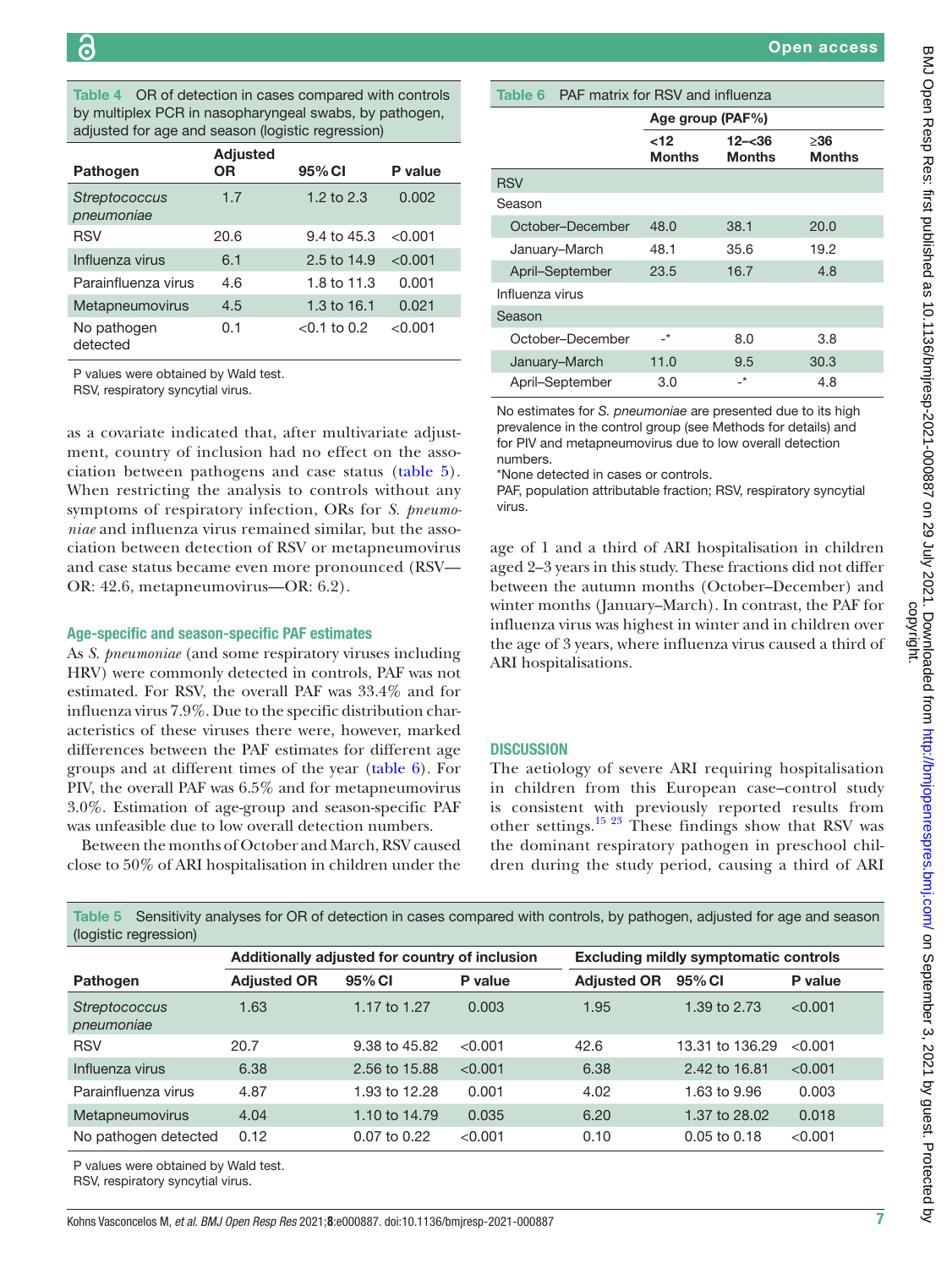**Table 4** OR of detection in cases compared with controls by multiplex PCR in nasopharyngeal swabs, by pathogen, adjusted for age and season (logistic regression)

| Pathogen | Adjusted OR | 95% CI | P value |
|---|---|---|---|
| *Streptococcus pneumoniae* | 1.7 | 1.2 to 2.3 | 0.002 |
| RSV | 20.6 | 9.4 to 45.3 | <0.001 |
| Influenza virus | 6.1 | 2.5 to 14.9 | <0.001 |
| Parainfluenza virus | 4.6 | 1.8 to 11.3 | 0.001 |
| Metapneumovirus | 4.5 | 1.3 to 16.1 | 0.021 |
| No pathogen detected | 0.1 | <0.1 to 0.2 | <0.001 |

P values were obtained by Wald test.
RSV, respiratory syncytial virus.

as a covariate indicated that, after multivariate adjustment, country of inclusion had no effect on the association between pathogens and case status (table 5). When restricting the analysis to controls without any symptoms of respiratory infection, ORs for *S. pneumoniae* and influenza virus remained similar, but the association between detection of RSV or metapneumovirus and case status became even more pronounced (RSV—OR: 42.6, metapneumovirus—OR: 6.2).

### Age-specific and season-specific PAF estimates

As *S. pneumoniae* (and some respiratory viruses including HRV) were commonly detected in controls, PAF was not estimated. For RSV, the overall PAF was 33.4% and for influenza virus 7.9%. Due to the specific distribution characteristics of these viruses there were, however, marked differences between the PAF estimates for different age groups and at different times of the year (table 6). For PIV, the overall PAF was 6.5% and for metapneumovirus 3.0%. Estimation of age-group and season-specific PAF was unfeasible due to low overall detection numbers.

Between the months of October and March, RSV caused close to 50% of ARI hospitalisation in children under the age of 1 and a third of ARI hospitalisation in children aged 2–3 years in this study. These fractions did not differ between the autumn months (October–December) and winter months (January–March). In contrast, the PAF for influenza virus was highest in winter and in children over the age of 3 years, where influenza virus caused a third of ARI hospitalisations.

**Table 6** PAF matrix for RSV and influenza

| | Age group (PAF%) | | |
|---|---|---|---|
| | <12 Months | 12–<36 Months | ≥36 Months |
| **RSV** | | | |
| Season | | | |
| October–December | 48.0 | 38.1 | 20.0 |
| January–March | 48.1 | 35.6 | 19.2 |
| April–September | 23.5 | 16.7 | 4.8 |
| **Influenza virus** | | | |
| Season | | | |
| October–December | -* | 8.0 | 3.8 |
| January–March | 11.0 | 9.5 | 30.3 |
| April–September | 3.0 | -* | 4.8 |

No estimates for *S. pneumoniae* are presented due to its high prevalence in the control group (see Methods for details) and for PIV and metapneumovirus due to low overall detection numbers.
*None detected in cases or controls.
PAF, population attributable fraction; RSV, respiratory syncytial virus.

## DISCUSSION

The aetiology of severe ARI requiring hospitalisation in children from this European case–control study is consistent with previously reported results from other settings.[15 23] These findings show that RSV was the dominant respiratory pathogen in preschool children during the study period, causing a third of ARI

**Table 5** Sensitivity analyses for OR of detection in cases compared with controls, by pathogen, adjusted for age and season (logistic regression)

| | Additionally adjusted for country of inclusion | | | Excluding mildly symptomatic controls | | |
|---|---|---|---|---|---|---|
| Pathogen | Adjusted OR | 95% CI | P value | Adjusted OR | 95% CI | P value |
| *Streptococcus pneumoniae* | 1.63 | 1.17 to 1.27 | 0.003 | 1.95 | 1.39 to 2.73 | <0.001 |
| RSV | 20.7 | 9.38 to 45.82 | <0.001 | 42.6 | 13.31 to 136.29 | <0.001 |
| Influenza virus | 6.38 | 2.56 to 15.88 | <0.001 | 6.38 | 2.42 to 16.81 | <0.001 |
| Parainfluenza virus | 4.87 | 1.93 to 12.28 | 0.001 | 4.02 | 1.63 to 9.96 | 0.003 |
| Metapneumovirus | 4.04 | 1.10 to 14.79 | 0.035 | 6.20 | 1.37 to 28.02 | 0.018 |
| No pathogen detected | 0.12 | 0.07 to 0.22 | <0.001 | 0.10 | 0.05 to 0.18 | <0.001 |

P values were obtained by Wald test.
RSV, respiratory syncytial virus.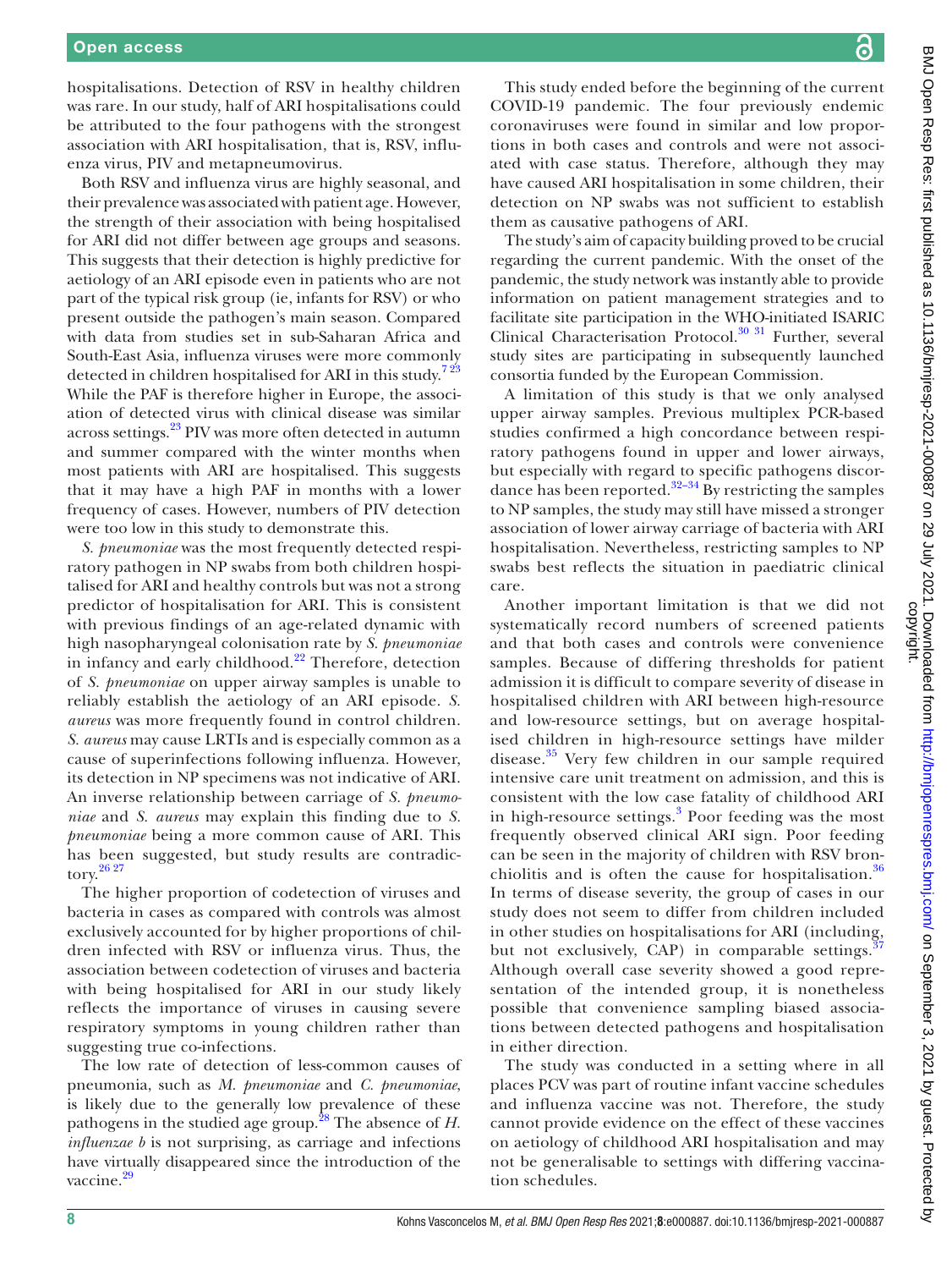hospitalisations. Detection of RSV in healthy children was rare. In our study, half of ARI hospitalisations could be attributed to the four pathogens with the strongest association with ARI hospitalisation, that is, RSV, influenza virus, PIV and metapneumovirus.

Both RSV and influenza virus are highly seasonal, and their prevalence was associated with patient age. However, the strength of their association with being hospitalised for ARI did not differ between age groups and seasons. This suggests that their detection is highly predictive for aetiology of an ARI episode even in patients who are not part of the typical risk group (ie, infants for RSV) or who present outside the pathogen's main season. Compared with data from studies set in sub-Saharan Africa and South-East Asia, influenza viruses were more commonly detected in children hospitalised for ARI in this study.[7,23] While the PAF is therefore higher in Europe, the association of detected virus with clinical disease was similar across settings.[23] PIV was more often detected in autumn and summer compared with the winter months when most patients with ARI are hospitalised. This suggests that it may have a high PAF in months with a lower frequency of cases. However, numbers of PIV detection were too low in this study to demonstrate this.

*S. pneumoniae* was the most frequently detected respiratory pathogen in NP swabs from both children hospitalised for ARI and healthy controls but was not a strong predictor of hospitalisation for ARI. This is consistent with previous findings of an age-related dynamic with high nasopharyngeal colonisation rate by *S. pneumoniae* in infancy and early childhood.[22] Therefore, detection of *S. pneumoniae* on upper airway samples is unable to reliably establish the aetiology of an ARI episode. *S. aureus* was more frequently found in control children. *S. aureus* may cause LRTIs and is especially common as a cause of superinfections following influenza. However, its detection in NP specimens was not indicative of ARI. An inverse relationship between carriage of *S. pneumoniae* and *S. aureus* may explain this finding due to *S. pneumoniae* being a more common cause of ARI. This has been suggested, but study results are contradictory.[26,27]

The higher proportion of codetection of viruses and bacteria in cases as compared with controls was almost exclusively accounted for by higher proportions of children infected with RSV or influenza virus. Thus, the association between codetection of viruses and bacteria with being hospitalised for ARI in our study likely reflects the importance of viruses in causing severe respiratory symptoms in young children rather than suggesting true co-infections.

The low rate of detection of less-common causes of pneumonia, such as *M. pneumoniae* and *C. pneumoniae*, is likely due to the generally low prevalence of these pathogens in the studied age group.[28] The absence of *H. influenzae b* is not surprising, as carriage and infections have virtually disappeared since the introduction of the vaccine.[29]

This study ended before the beginning of the current COVID-19 pandemic. The four previously endemic coronaviruses were found in similar and low proportions in both cases and controls and were not associated with case status. Therefore, although they may have caused ARI hospitalisation in some children, their detection on NP swabs was not sufficient to establish them as causative pathogens of ARI.

The study's aim of capacity building proved to be crucial regarding the current pandemic. With the onset of the pandemic, the study network was instantly able to provide information on patient management strategies and to facilitate site participation in the WHO-initiated ISARIC Clinical Characterisation Protocol.[30,31] Further, several study sites are participating in subsequently launched consortia funded by the European Commission.

A limitation of this study is that we only analysed upper airway samples. Previous multiplex PCR-based studies confirmed a high concordance between respiratory pathogens found in upper and lower airways, but especially with regard to specific pathogens discordance has been reported.[32–34] By restricting the samples to NP samples, the study may still have missed a stronger association of lower airway carriage of bacteria with ARI hospitalisation. Nevertheless, restricting samples to NP swabs best reflects the situation in paediatric clinical care.

Another important limitation is that we did not systematically record numbers of screened patients and that both cases and controls were convenience samples. Because of differing thresholds for patient admission it is difficult to compare severity of disease in hospitalised children with ARI between high-resource and low-resource settings, but on average hospitalised children in high-resource settings have milder disease.[35] Very few children in our sample required intensive care unit treatment on admission, and this is consistent with the low case fatality of childhood ARI in high-resource settings.[3] Poor feeding was the most frequently observed clinical ARI sign. Poor feeding can be seen in the majority of children with RSV bronchiolitis and is often the cause for hospitalisation.[36] In terms of disease severity, the group of cases in our study does not seem to differ from children included in other studies on hospitalisations for ARI (including, but not exclusively, CAP) in comparable settings.[37] Although overall case severity showed a good representation of the intended group, it is nonetheless possible that convenience sampling biased associations between detected pathogens and hospitalisation in either direction.

The study was conducted in a setting where in all places PCV was part of routine infant vaccine schedules and influenza vaccine was not. Therefore, the study cannot provide evidence on the effect of these vaccines on aetiology of childhood ARI hospitalisation and may not be generalisable to settings with differing vaccination schedules.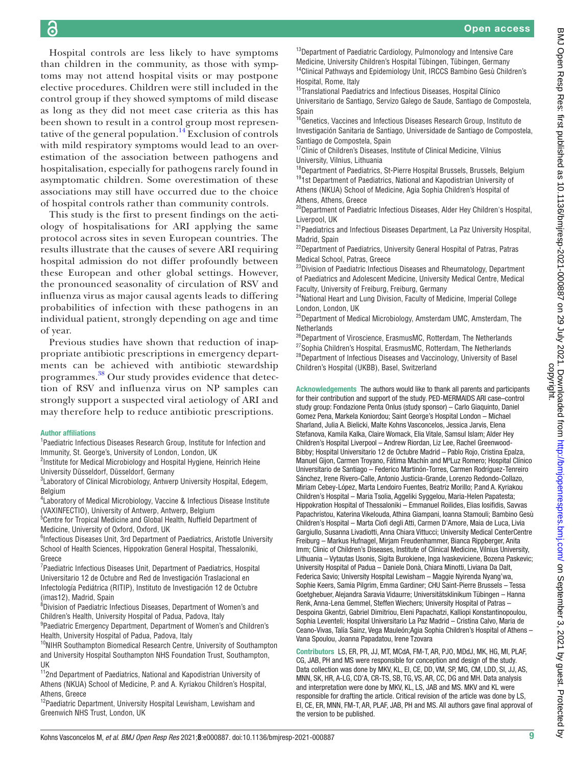Hospital controls are less likely to have symptoms than children in the community, as those with symptoms may not attend hospital visits or may postpone elective procedures. Children were still included in the control group if they showed symptoms of mild disease as long as they did not meet case criteria as this has been shown to result in a control group most representative of the general population.[14] Exclusion of controls with mild respiratory symptoms would lead to an overestimation of the association between pathogens and hospitalisation, especially for pathogens rarely found in asymptomatic children. Some overestimation of these associations may still have occurred due to the choice of hospital controls rather than community controls.

This study is the first to present findings on the aetiology of hospitalisations for ARI applying the same protocol across sites in seven European countries. The results illustrate that the causes of severe ARI requiring hospital admission do not differ profoundly between these European and other global settings. However, the pronounced seasonality of circulation of RSV and influenza virus as major causal agents leads to differing probabilities of infection with these pathogens in an individual patient, strongly depending on age and time of year.

Previous studies have shown that reduction of inappropriate antibiotic prescriptions in emergency departments can be achieved with antibiotic stewardship programmes.[38] Our study provides evidence that detection of RSV and influenza virus on NP samples can strongly support a suspected viral aetiology of ARI and may therefore help to reduce antibiotic prescriptions.

#### Author affiliations

[1]Paediatric Infectious Diseases Research Group, Institute for Infection and Immunity, St. George's, University of London, London, UK
[2]Institute for Medical Microbiology and Hospital Hygiene, Heinrich Heine University Düsseldorf, Düsseldorf, Germany
[3]Laboratory of Clinical Microbiology, Antwerp University Hospital, Edegem, Belgium
[4]Laboratory of Medical Microbiology, Vaccine & Infectious Disease Institute (VAXINFECTIO), University of Antwerp, Antwerp, Belgium
[5]Centre for Tropical Medicine and Global Health, Nuffield Department of Medicine, University of Oxford, Oxford, UK
[6]Infectious Diseases Unit, 3rd Department of Paediatrics, Aristotle University School of Health Sciences, Hippokration General Hospital, Thessaloniki, Greece
[7]Paediatric Infectious Diseases Unit, Department of Paediatrics, Hospital Universitario 12 de Octubre and Red de Investigación Traslacional en Infectología Pediátrica (RITIP), Instituto de Investigación 12 de Octubre (imas12), Madrid, Spain
[8]Division of Paediatric Infectious Diseases, Department of Women's and Children's Health, University Hospital of Padua, Padova, Italy
[9]Paediatric Emergency Department, Department of Women's and Children's Health, University Hospital of Padua, Padova, Italy
[10]NIHR Southampton Biomedical Research Centre, University of Southampton and University Hospital Southampton NHS Foundation Trust, Southampton, UK
[11]2nd Department of Paediatrics, National and Kapodistrian University of Athens (NKUA) School of Medicine, P. and A. Kyriakou Children's Hospital, Athens, Greece
[12]Paediatric Department, University Hospital Lewisham, Lewisham and Greenwich NHS Trust, London, UK
[13]Department of Paediatric Cardiology, Pulmonology and Intensive Care Medicine, University Children's Hospital Tübingen, Tübingen, Germany
[14]Clinical Pathways and Epidemiology Unit, IRCCS Bambino Gesù Children's Hospital, Rome, Italy
[15]Translational Paediatrics and Infectious Diseases, Hospital Clínico Universitario de Santiago, Servizo Galego de Saude, Santiago de Compostela, Spain
[16]Genetics, Vaccines and Infectious Diseases Research Group, Instituto de Investigación Sanitaria de Santiago, Universidade de Santiago de Compostela, Santiago de Compostela, Spain
[17]Clinic of Children's Diseases, Institute of Clinical Medicine, Vilnius University, Vilnius, Lithuania
[18]Department of Paediatrics, St-Pierre Hospital Brussels, Brussels, Belgium
[19]1st Department of Paediatrics, National and Kapodistrian University of Athens (NKUA) School of Medicine, Agia Sophia Children's Hospital of Athens, Athens, Greece
[20]Department of Paediatric Infectious Diseases, Alder Hey Children's Hospital, Liverpool, UK
[21]Paediatrics and Infectious Diseases Department, La Paz University Hospital, Madrid, Spain
[22]Department of Paediatrics, University General Hospital of Patras, Patras Medical School, Patras, Greece
[23]Division of Paediatric Infectious Diseases and Rheumatology, Department of Paediatrics and Adolescent Medicine, University Medical Centre, Medical Faculty, University of Freiburg, Freiburg, Germany
[24]National Heart and Lung Division, Faculty of Medicine, Imperial College London, London, UK
[25]Department of Medical Microbiology, Amsterdam UMC, Amsterdam, The Netherlands
[26]Department of Viroscience, ErasmusMC, Rotterdam, The Netherlands
[27]Sophia Children's Hospital, ErasmusMC, Rotterdam, The Netherlands
[28]Department of Infectious Diseases and Vaccinology, University of Basel Children's Hospital (UKBB), Basel, Switzerland

**Acknowledgements** The authors would like to thank all parents and participants for their contribution and support of the study. PED-MERMAIDS ARI case–control study group: Fondazione Penta Onlus (study sponsor) – Carlo Giaquinto, Daniel Gomez Pena, Markela Koniordou; Saint George's Hospital London – Michael Sharland, Julia A. Bielicki, Malte Kohns Vasconcelos, Jessica Jarvis, Elena Stefanova, Kamila Kalka, Claire Womack, Elia Vitale, Samsul Islam; Alder Hey Children's Hospital Liverpool – Andrew Riordan, Liz Lee, Rachel Greenwood-Bibby; Hospital Universitario 12 de Octubre Madrid – Pablo Rojo, Cristina Epalza, Manuel Gijon, Carmen Troyano, Fátima Machín and MªLuz Romero; Hospital Clínico Universitario de Santiago – Federico Martinón-Torres, Carmen Rodríguez-Tenreiro Sánchez, Irene Rivero-Calle, Antonio Justicia-Grande, Lorenzo Redondo-Collazo, Miriam Cebey-López, Marta Lendoiro Fuentes, Beatriz Morillo; P.and A. Kyriakou Children's Hospital – Maria Tsolia, Aggeliki Syggelou, Maria-Helen Papatesta; Hippokration Hospital of Thessaloniki – Emmanuel Roilides, Elias Iosifidis, Savvas Papachristou, Katerina Vikelouda, Athina Giampani, Ioanna Stamouli; Bambino Gesù Children's Hospital – Marta Ciofi degli Atti, Carmen D'Amore, Maia de Luca, Livia Gargiullo, Susanna Livadiotti, Anna Chiara Vittucci; University Medical CenterCentre Freiburg – Markus Hufnagel, Mirjam Freudenhammer, Bianca Rippberger, Anita Imm; Clinic of Children's Diseases, Institute of Clinical Medicine, Vilnius University, Lithuania – Vytautas Usonis, Sigita Burokiene, Inga Ivaskeviciene, Bozena Paskevic; University Hospital of Padua – Daniele Donà, Chiara Minotti, Liviana Da Dalt, Federica Savio; University Hospital Lewisham – Maggie Nyirenda Nyang'wa, Sophie Keers, Samia Pilgrim, Emma Gardiner; CHU Saint-Pierre Brussels – Tessa Goetghebuer, Alejandra Saravia Vidaurre; Universitätsklinikum Tübingen – Hanna Renk, Anna-Lena Gemmel, Steffen Wiechers; University Hospital of Patras – Despoina Gkentzi, Gabriel Dimitriou, Eleni Papachatzi, Kalliopi Konstantinopoulou, Sophia Leventeli; Hospital Universitario La Paz Madrid – Cristina Calvo, Maria de Ceano-Vivas, Talía Sainz, Vega Mauleón;Agia Sophia Children's Hospital of Athens – Vana Spoulou, Joanna Papadatou, Irene Tzovara

**Contributors** LS, ER, PR, JJ, MT, MCdA, FM-T, AR, PJO, MDdJ, MK, HG, MI, PLAF, CG, JAB, PH and MS were responsible for conception and design of the study. Data collection was done by MKV, KL, EI, CE, DD, VM, SP, MG, CM, LDD, SI, JJ, AS, MNN, SK, HR, A-LG, CD'A, CR-TS, SB, TG, VS, AR, CC, DG and MH. Data analysis and interpretation were done by MKV, KL, LS, JAB and MS. MKV and KL were responsible for drafting the article. Critical revision of the article was done by LS, EI, CE, ER, MNN, FM-T, AR, PLAF, JAB, PH and MS. All authors gave final approval of the version to be published.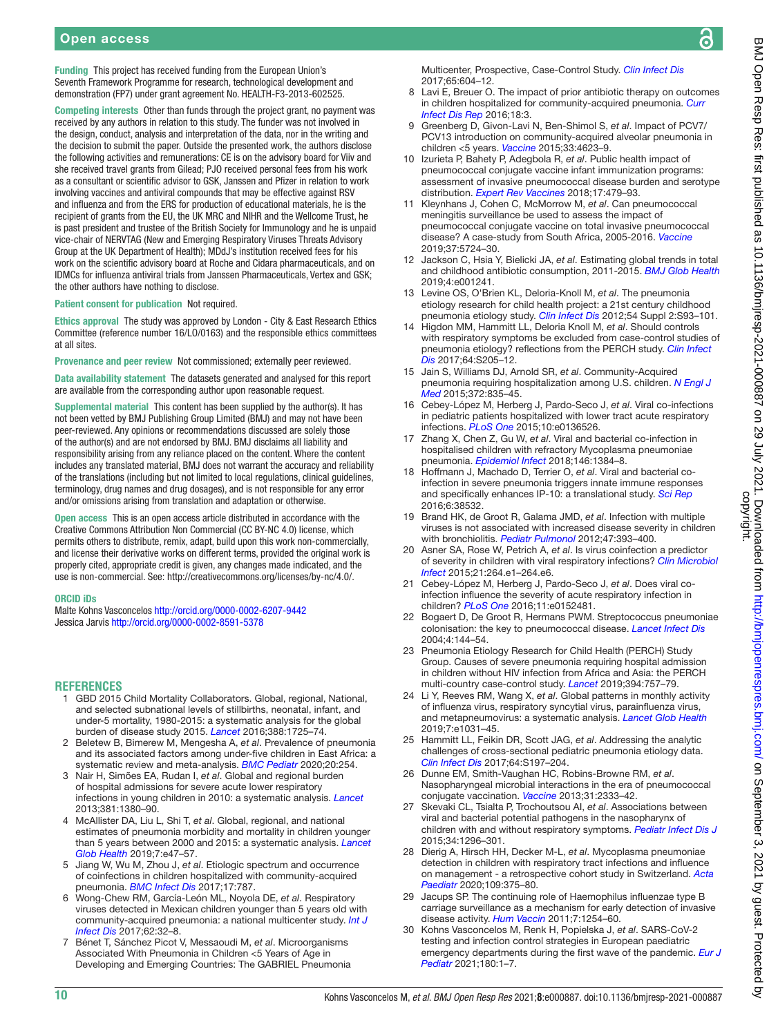**Funding** This project has received funding from the European Union's Seventh Framework Programme for research, technological development and demonstration (FP7) under grant agreement No. HEALTH-F3-2013-602525.

**Competing interests** Other than funds through the project grant, no payment was received by any authors in relation to this study. The funder was not involved in the design, conduct, analysis and interpretation of the data, nor in the writing and the decision to submit the paper. Outside the presented work, the authors disclose the following activities and remunerations: CE is on the advisory board for Viiv and she received travel grants from Gilead; PJO received personal fees from his work as a consultant or scientific advisor to GSK, Janssen and Pfizer in relation to work involving vaccines and antiviral compounds that may be effective against RSV and influenza and from the ERS for production of educational materials, he is the recipient of grants from the EU, the UK MRC and NIHR and the Wellcome Trust, he is past president and trustee of the British Society for Immunology and he is unpaid vice-chair of NERVTAG (New and Emerging Respiratory Viruses Threats Advisory Group at the UK Department of Health); MDdJ's institution received fees for his work on the scientific advisory board at Roche and Cidara pharmaceuticals, and on IDMCs for influenza antiviral trials from Janssen Pharmaceuticals, Vertex and GSK; the other authors have nothing to disclose.

**Patient consent for publication** Not required.

**Ethics approval** The study was approved by London - City & East Research Ethics Committee (reference number 16/LO/0163) and the responsible ethics committees at all sites.

**Provenance and peer review** Not commissioned; externally peer reviewed.

**Data availability statement** The datasets generated and analysed for this report are available from the corresponding author upon reasonable request.

**Supplemental material** This content has been supplied by the author(s). It has not been vetted by BMJ Publishing Group Limited (BMJ) and may not have been peer-reviewed. Any opinions or recommendations discussed are solely those of the author(s) and are not endorsed by BMJ. BMJ disclaims all liability and responsibility arising from any reliance placed on the content. Where the content includes any translated material, BMJ does not warrant the accuracy and reliability of the translations (including but not limited to local regulations, clinical guidelines, terminology, drug names and drug dosages), and is not responsible for any error and/or omissions arising from translation and adaptation or otherwise.

**Open access** This is an open access article distributed in accordance with the Creative Commons Attribution Non Commercial (CC BY-NC 4.0) license, which permits others to distribute, remix, adapt, build upon this work non-commercially, and license their derivative works on different terms, provided the original work is properly cited, appropriate credit is given, any changes made indicated, and the use is non-commercial. See: http://creativecommons.org/licenses/by-nc/4.0/.

**ORCID iDs**

Malte Kohns Vasconcelos http://orcid.org/0000-0002-6207-9442
Jessica Jarvis http://orcid.org/0000-0002-8591-5378

## REFERENCES

1. GBD 2015 Child Mortality Collaborators. Global, regional, National, and selected subnational levels of stillbirths, neonatal, infant, and under-5 mortality, 1980-2015: a systematic analysis for the global burden of disease study 2015. *Lancet* 2016;388:1725–74.
2. Beletew B, Bimerew M, Mengesha A, *et al*. Prevalence of pneumonia and its associated factors among under-five children in East Africa: a systematic review and meta-analysis. *BMC Pediatr* 2020;20:254.
3. Nair H, Simões EA, Rudan I, *et al*. Global and regional burden of hospital admissions for severe acute lower respiratory infections in young children in 2010: a systematic analysis. *Lancet* 2013;381:1380–90.
4. McAllister DA, Liu L, Shi T, *et al*. Global, regional, and national estimates of pneumonia morbidity and mortality in children younger than 5 years between 2000 and 2015: a systematic analysis. *Lancet Glob Health* 2019;7:e47–57.
5. Jiang W, Wu M, Zhou J, *et al*. Etiologic spectrum and occurrence of coinfections in children hospitalized with community-acquired pneumonia. *BMC Infect Dis* 2017;17:787.
6. Wong-Chew RM, García-León ML, Noyola DE, *et al*. Respiratory viruses detected in Mexican children younger than 5 years old with community-acquired pneumonia: a national multicenter study. *Int J Infect Dis* 2017;62:32–8.
7. Bénet T, Sánchez Picot V, Messaoudi M, *et al*. Microorganisms Associated With Pneumonia in Children <5 Years of Age in Developing and Emerging Countries: The GABRIEL Pneumonia Multicenter, Prospective, Case-Control Study. *Clin Infect Dis* 2017;65:604–12.
8. Lavi E, Breuer O. The impact of prior antibiotic therapy on outcomes in children hospitalized for community-acquired pneumonia. *Curr Infect Dis Rep* 2016;18:3.
9. Greenberg D, Givon-Lavi N, Ben-Shimol S, *et al*. Impact of PCV7/PCV13 introduction on community-acquired alveolar pneumonia in children <5 years. *Vaccine* 2015;33:4623–9.
10. Izurieta P, Bahety P, Adegbola R, *et al*. Public health impact of pneumococcal conjugate vaccine infant immunization programs: assessment of invasive pneumococcal disease burden and serotype distribution. *Expert Rev Vaccines* 2018;17:479–93.
11. Kleynhans J, Cohen C, McMorrow M, *et al*. Can pneumococcal meningitis surveillance be used to assess the impact of pneumococcal conjugate vaccine on total invasive pneumococcal disease? A case-study from South Africa, 2005-2016. *Vaccine* 2019;37:5724–30.
12. Jackson C, Hsia Y, Bielicki JA, *et al*. Estimating global trends in total and childhood antibiotic consumption, 2011-2015. *BMJ Glob Health* 2019;4:e001241.
13. Levine OS, O'Brien KL, Deloria-Knoll M, *et al*. The pneumonia etiology research for child health project: a 21st century childhood pneumonia etiology study. *Clin Infect Dis* 2012;54 Suppl 2:S93–101.
14. Higdon MM, Hammitt LL, Deloria Knoll M, *et al*. Should controls with respiratory symptoms be excluded from case-control studies of pneumonia etiology? reflections from the PERCH study. *Clin Infect Dis* 2017;64:S205–12.
15. Jain S, Williams DJ, Arnold SR, *et al*. Community-Acquired pneumonia requiring hospitalization among U.S. children. *N Engl J Med* 2015;372:835–45.
16. Cebey-López M, Herberg J, Pardo-Seco J, *et al*. Viral co-infections in pediatric patients hospitalized with lower tract acute respiratory infections. *PLoS One* 2015;10:e0136526.
17. Zhang X, Chen Z, Gu W, *et al*. Viral and bacterial co-infection in hospitalised children with refractory Mycoplasma pneumoniae pneumonia. *Epidemiol Infect* 2018;146:1384–8.
18. Hoffmann J, Machado D, Terrier O, *et al*. Viral and bacterial co-infection in severe pneumonia triggers innate immune responses and specifically enhances IP-10: a translational study. *Sci Rep* 2016;6:38532.
19. Brand HK, de Groot R, Galama JMD, *et al*. Infection with multiple viruses is not associated with increased disease severity in children with bronchiolitis. *Pediatr Pulmonol* 2012;47:393–400.
20. Asner SA, Rose W, Petrich A, *et al*. Is virus coinfection a predictor of severity in children with viral respiratory infections? *Clin Microbiol Infect* 2015;21:264.e1–264.e6.
21. Cebey-López M, Herberg J, Pardo-Seco J, *et al*. Does viral co-infection influence the severity of acute respiratory infection in children? *PLoS One* 2016;11:e0152481.
22. Bogaert D, De Groot R, Hermans PWM. Streptococcus pneumoniae colonisation: the key to pneumococcal disease. *Lancet Infect Dis* 2004;4:144–54.
23. Pneumonia Etiology Research for Child Health (PERCH) Study Group. Causes of severe pneumonia requiring hospital admission in children without HIV infection from Africa and Asia: the PERCH multi-country case-control study. *Lancet* 2019;394:757–79.
24. Li Y, Reeves RM, Wang X, *et al*. Global patterns in monthly activity of influenza virus, respiratory syncytial virus, parainfluenza virus, and metapneumovirus: a systematic analysis. *Lancet Glob Health* 2019;7:e1031–45.
25. Hammitt LL, Feikin DR, Scott JAG, *et al*. Addressing the analytic challenges of cross-sectional pediatric pneumonia etiology data. *Clin Infect Dis* 2017;64:S197–204.
26. Dunne EM, Smith-Vaughan HC, Robins-Browne RM, *et al*. Nasopharyngeal microbial interactions in the era of pneumococcal conjugate vaccination. *Vaccine* 2013;31:2333–42.
27. Skevaki CL, Tsialta P, Trochoutsou AI, *et al*. Associations between viral and bacterial potential pathogens in the nasopharynx of children with and without respiratory symptoms. *Pediatr Infect Dis J* 2015;34:1296–301.
28. Dierig A, Hirsch HH, Decker M-L, *et al*. Mycoplasma pneumoniae detection in children with respiratory tract infections and influence on management - a retrospective cohort study in Switzerland. *Acta Paediatr* 2020;109:375–80.
29. Jacups SP. The continuing role of Haemophilus influenzae type B carriage surveillance as a mechanism for early detection of invasive disease activity. *Hum Vaccin* 2011;7:1254–60.
30. Kohns Vasconcelos M, Renk H, Popielska J, *et al*. SARS-CoV-2 testing and infection control strategies in European paediatric emergency departments during the first wave of the pandemic. *Eur J Pediatr* 2021;180:1–7.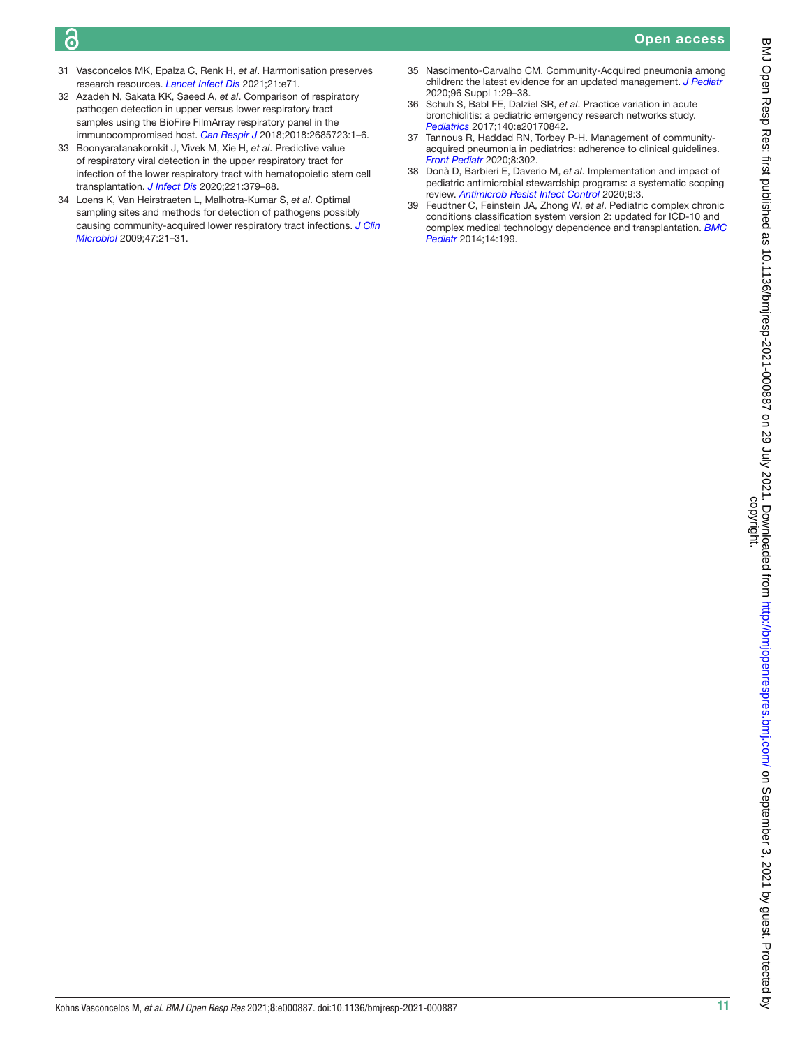31 Vasconcelos MK, Epalza C, Renk H, *et al*. Harmonisation preserves research resources. *Lancet Infect Dis* 2021;21:e71.

32 Azadeh N, Sakata KK, Saeed A, *et al*. Comparison of respiratory pathogen detection in upper versus lower respiratory tract samples using the BioFire FilmArray respiratory panel in the immunocompromised host. *Can Respir J* 2018;2018:2685723:1–6.

33 Boonyaratanakornkit J, Vivek M, Xie H, *et al*. Predictive value of respiratory viral detection in the upper respiratory tract for infection of the lower respiratory tract with hematopoietic stem cell transplantation. *J Infect Dis* 2020;221:379–88.

34 Loens K, Van Heirstraeten L, Malhotra-Kumar S, *et al*. Optimal sampling sites and methods for detection of pathogens possibly causing community-acquired lower respiratory tract infections. *J Clin Microbiol* 2009;47:21–31.

35 Nascimento-Carvalho CM. Community-Acquired pneumonia among children: the latest evidence for an updated management. *J Pediatr* 2020;96 Suppl 1:29–38.

36 Schuh S, Babl FE, Dalziel SR, *et al*. Practice variation in acute bronchiolitis: a pediatric emergency research networks study. *Pediatrics* 2017;140:e20170842.

37 Tannous R, Haddad RN, Torbey P-H. Management of community-acquired pneumonia in pediatrics: adherence to clinical guidelines. *Front Pediatr* 2020;8:302.

38 Donà D, Barbieri E, Daverio M, *et al*. Implementation and impact of pediatric antimicrobial stewardship programs: a systematic scoping review. *Antimicrob Resist Infect Control* 2020;9:3.

39 Feudtner C, Feinstein JA, Zhong W, *et al*. Pediatric complex chronic conditions classification system version 2: updated for ICD-10 and complex medical technology dependence and transplantation. *BMC Pediatr* 2014;14:199.